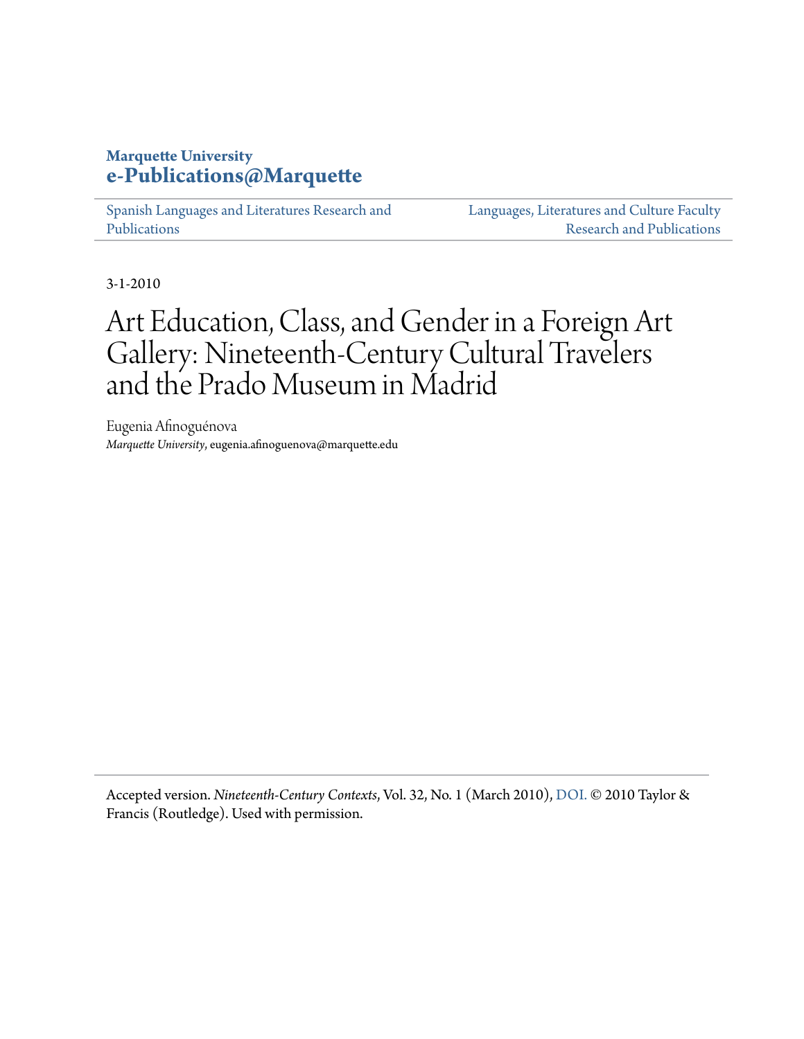**Marquette University**
**e-Publications@Marquette**

Spanish Languages and Literatures Research and Publications | Languages, Literatures and Culture Faculty Research and Publications

3-1-2010

# Art Education, Class, and Gender in a Foreign Art Gallery: Nineteenth-Century Cultural Travelers and the Prado Museum in Madrid

Eugenia Afinoguénova
*Marquette University*, eugenia.afinoguenova@marquette.edu

---

Accepted version. *Nineteenth-Century Contexts*, Vol. 32, No. 1 (March 2010), DOI. © 2010 Taylor & Francis (Routledge). Used with permission.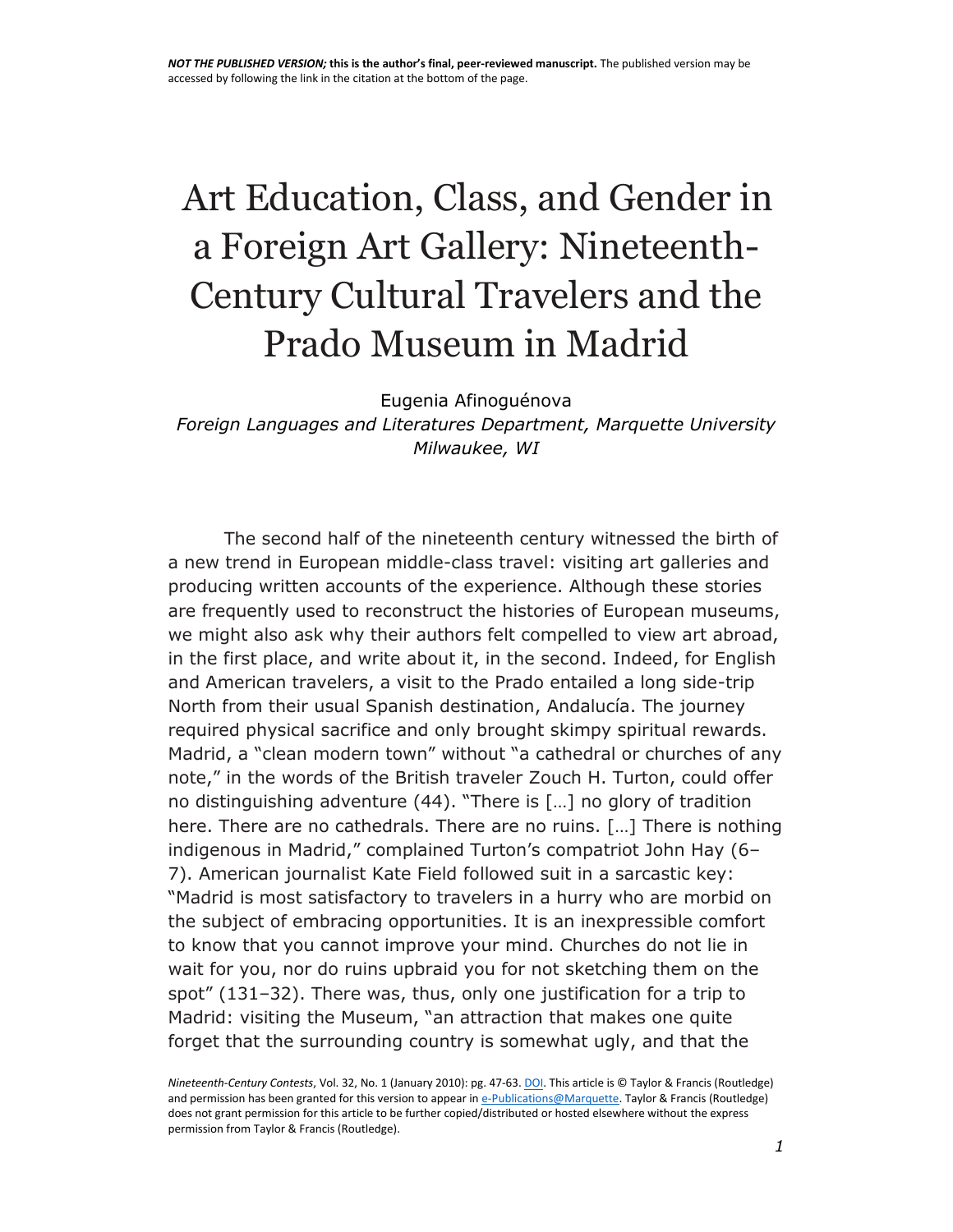*NOT THE PUBLISHED VERSION;* **this is the author's final, peer-reviewed manuscript.** The published version may be accessed by following the link in the citation at the bottom of the page.

# Art Education, Class, and Gender in a Foreign Art Gallery: Nineteenth-Century Cultural Travelers and the Prado Museum in Madrid

Eugenia Afinoguénova

*Foreign Languages and Literatures Department, Marquette University Milwaukee, WI*

The second half of the nineteenth century witnessed the birth of a new trend in European middle-class travel: visiting art galleries and producing written accounts of the experience. Although these stories are frequently used to reconstruct the histories of European museums, we might also ask why their authors felt compelled to view art abroad, in the first place, and write about it, in the second. Indeed, for English and American travelers, a visit to the Prado entailed a long side-trip North from their usual Spanish destination, Andalucía. The journey required physical sacrifice and only brought skimpy spiritual rewards. Madrid, a "clean modern town" without "a cathedral or churches of any note," in the words of the British traveler Zouch H. Turton, could offer no distinguishing adventure (44). "There is […] no glory of tradition here. There are no cathedrals. There are no ruins. […] There is nothing indigenous in Madrid," complained Turton's compatriot John Hay (6–7). American journalist Kate Field followed suit in a sarcastic key: "Madrid is most satisfactory to travelers in a hurry who are morbid on the subject of embracing opportunities. It is an inexpressible comfort to know that you cannot improve your mind. Churches do not lie in wait for you, nor do ruins upbraid you for not sketching them on the spot" (131–32). There was, thus, only one justification for a trip to Madrid: visiting the Museum, "an attraction that makes one quite forget that the surrounding country is somewhat ugly, and that the

*Nineteenth-Century Contests*, Vol. 32, No. 1 (January 2010): pg. 47-63. DOI. This article is © Taylor & Francis (Routledge) and permission has been granted for this version to appear in e-Publications@Marquette. Taylor & Francis (Routledge) does not grant permission for this article to be further copied/distributed or hosted elsewhere without the express permission from Taylor & Francis (Routledge).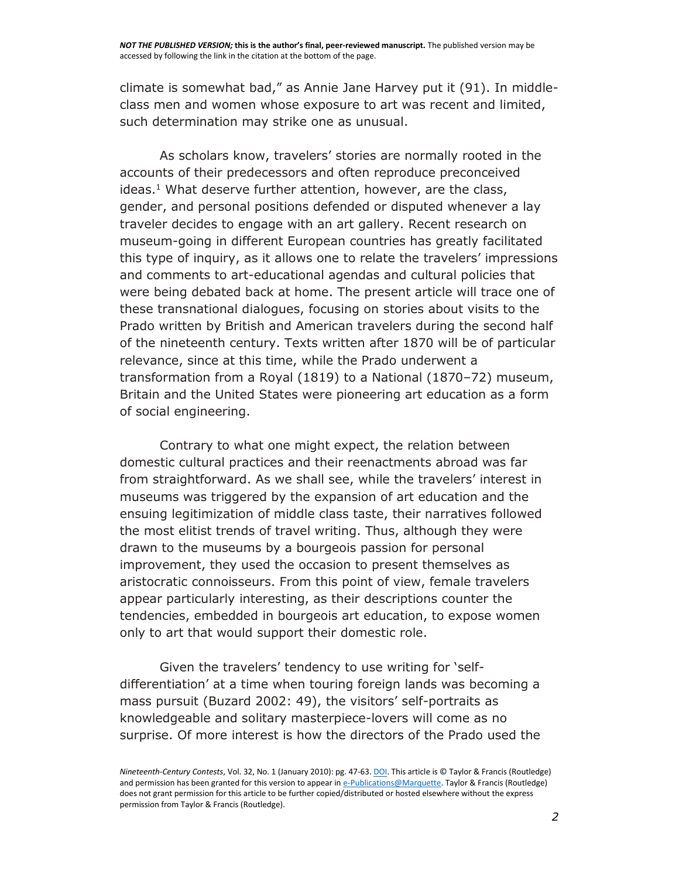climate is somewhat bad," as Annie Jane Harvey put it (91). In middle-class men and women whose exposure to art was recent and limited, such determination may strike one as unusual.

As scholars know, travelers' stories are normally rooted in the accounts of their predecessors and often reproduce preconceived ideas.[1] What deserve further attention, however, are the class, gender, and personal positions defended or disputed whenever a lay traveler decides to engage with an art gallery. Recent research on museum-going in different European countries has greatly facilitated this type of inquiry, as it allows one to relate the travelers' impressions and comments to art-educational agendas and cultural policies that were being debated back at home. The present article will trace one of these transnational dialogues, focusing on stories about visits to the Prado written by British and American travelers during the second half of the nineteenth century. Texts written after 1870 will be of particular relevance, since at this time, while the Prado underwent a transformation from a Royal (1819) to a National (1870–72) museum, Britain and the United States were pioneering art education as a form of social engineering.

Contrary to what one might expect, the relation between domestic cultural practices and their reenactments abroad was far from straightforward. As we shall see, while the travelers' interest in museums was triggered by the expansion of art education and the ensuing legitimization of middle class taste, their narratives followed the most elitist trends of travel writing. Thus, although they were drawn to the museums by a bourgeois passion for personal improvement, they used the occasion to present themselves as aristocratic connoisseurs. From this point of view, female travelers appear particularly interesting, as their descriptions counter the tendencies, embedded in bourgeois art education, to expose women only to art that would support their domestic role.

Given the travelers' tendency to use writing for 'self-differentiation' at a time when touring foreign lands was becoming a mass pursuit (Buzard 2002: 49), the visitors' self-portraits as knowledgeable and solitary masterpiece-lovers will come as no surprise. Of more interest is how the directors of the Prado used the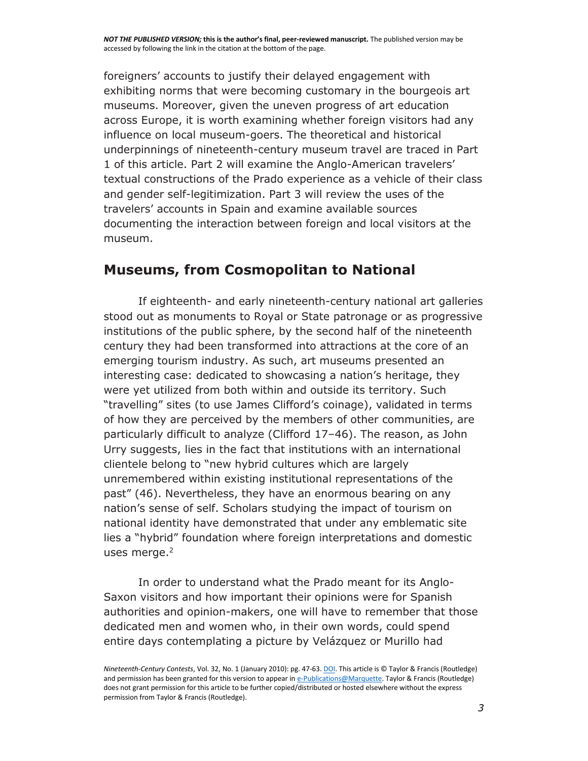foreigners' accounts to justify their delayed engagement with exhibiting norms that were becoming customary in the bourgeois art museums. Moreover, given the uneven progress of art education across Europe, it is worth examining whether foreign visitors had any influence on local museum-goers. The theoretical and historical underpinnings of nineteenth-century museum travel are traced in Part 1 of this article. Part 2 will examine the Anglo-American travelers' textual constructions of the Prado experience as a vehicle of their class and gender self-legitimization. Part 3 will review the uses of the travelers' accounts in Spain and examine available sources documenting the interaction between foreign and local visitors at the museum.

## Museums, from Cosmopolitan to National

If eighteenth- and early nineteenth-century national art galleries stood out as monuments to Royal or State patronage or as progressive institutions of the public sphere, by the second half of the nineteenth century they had been transformed into attractions at the core of an emerging tourism industry. As such, art museums presented an interesting case: dedicated to showcasing a nation's heritage, they were yet utilized from both within and outside its territory. Such "travelling" sites (to use James Clifford's coinage), validated in terms of how they are perceived by the members of other communities, are particularly difficult to analyze (Clifford 17–46). The reason, as John Urry suggests, lies in the fact that institutions with an international clientele belong to "new hybrid cultures which are largely unremembered within existing institutional representations of the past" (46). Nevertheless, they have an enormous bearing on any nation's sense of self. Scholars studying the impact of tourism on national identity have demonstrated that under any emblematic site lies a "hybrid" foundation where foreign interpretations and domestic uses merge.[2]

In order to understand what the Prado meant for its Anglo-Saxon visitors and how important their opinions were for Spanish authorities and opinion-makers, one will have to remember that those dedicated men and women who, in their own words, could spend entire days contemplating a picture by Velázquez or Murillo had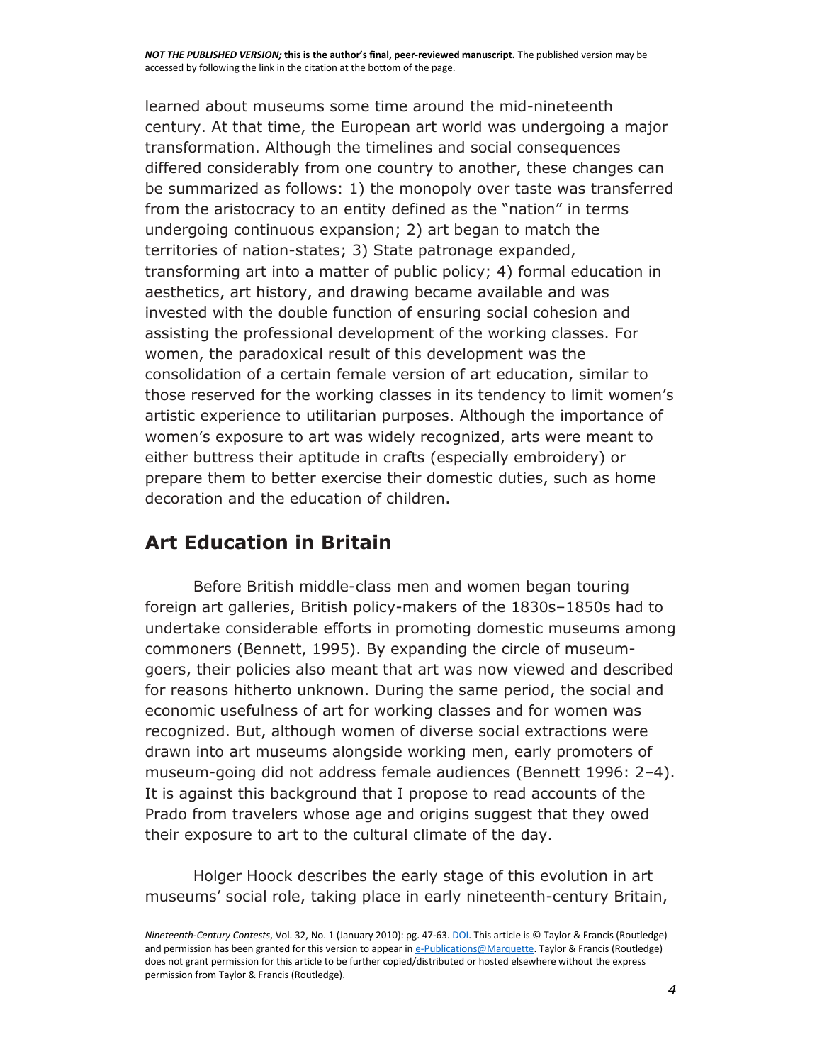learned about museums some time around the mid-nineteenth century. At that time, the European art world was undergoing a major transformation. Although the timelines and social consequences differed considerably from one country to another, these changes can be summarized as follows: 1) the monopoly over taste was transferred from the aristocracy to an entity defined as the "nation" in terms undergoing continuous expansion; 2) art began to match the territories of nation-states; 3) State patronage expanded, transforming art into a matter of public policy; 4) formal education in aesthetics, art history, and drawing became available and was invested with the double function of ensuring social cohesion and assisting the professional development of the working classes. For women, the paradoxical result of this development was the consolidation of a certain female version of art education, similar to those reserved for the working classes in its tendency to limit women's artistic experience to utilitarian purposes. Although the importance of women's exposure to art was widely recognized, arts were meant to either buttress their aptitude in crafts (especially embroidery) or prepare them to better exercise their domestic duties, such as home decoration and the education of children.

## Art Education in Britain

Before British middle-class men and women began touring foreign art galleries, British policy-makers of the 1830s–1850s had to undertake considerable efforts in promoting domestic museums among commoners (Bennett, 1995). By expanding the circle of museum-goers, their policies also meant that art was now viewed and described for reasons hitherto unknown. During the same period, the social and economic usefulness of art for working classes and for women was recognized. But, although women of diverse social extractions were drawn into art museums alongside working men, early promoters of museum-going did not address female audiences (Bennett 1996: 2–4). It is against this background that I propose to read accounts of the Prado from travelers whose age and origins suggest that they owed their exposure to art to the cultural climate of the day.

Holger Hoock describes the early stage of this evolution in art museums' social role, taking place in early nineteenth-century Britain,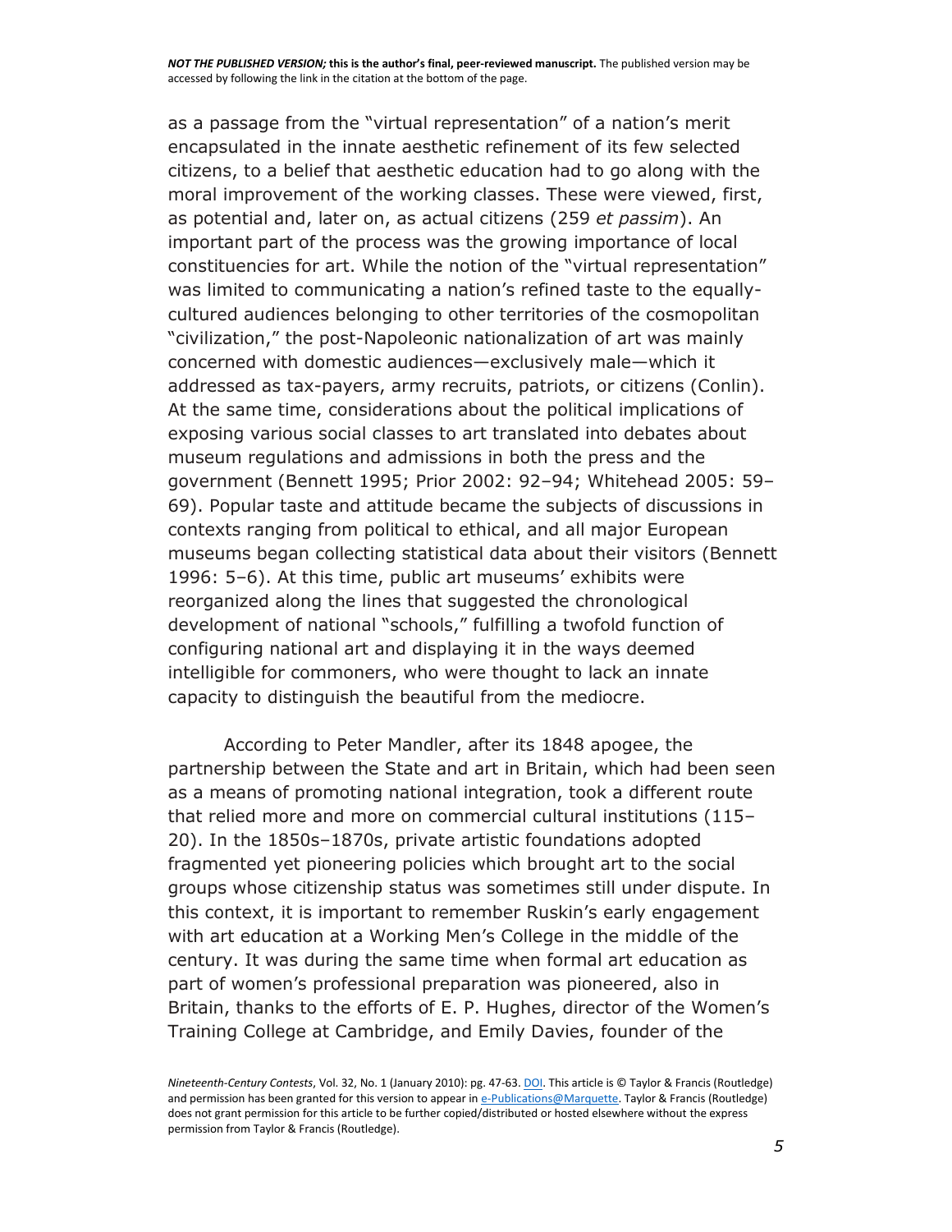as a passage from the "virtual representation" of a nation's merit encapsulated in the innate aesthetic refinement of its few selected citizens, to a belief that aesthetic education had to go along with the moral improvement of the working classes. These were viewed, first, as potential and, later on, as actual citizens (259 *et passim*). An important part of the process was the growing importance of local constituencies for art. While the notion of the "virtual representation" was limited to communicating a nation's refined taste to the equally-cultured audiences belonging to other territories of the cosmopolitan "civilization," the post-Napoleonic nationalization of art was mainly concerned with domestic audiences—exclusively male—which it addressed as tax-payers, army recruits, patriots, or citizens (Conlin). At the same time, considerations about the political implications of exposing various social classes to art translated into debates about museum regulations and admissions in both the press and the government (Bennett 1995; Prior 2002: 92–94; Whitehead 2005: 59–69). Popular taste and attitude became the subjects of discussions in contexts ranging from political to ethical, and all major European museums began collecting statistical data about their visitors (Bennett 1996: 5–6). At this time, public art museums' exhibits were reorganized along the lines that suggested the chronological development of national "schools," fulfilling a twofold function of configuring national art and displaying it in the ways deemed intelligible for commoners, who were thought to lack an innate capacity to distinguish the beautiful from the mediocre.

According to Peter Mandler, after its 1848 apogee, the partnership between the State and art in Britain, which had been seen as a means of promoting national integration, took a different route that relied more and more on commercial cultural institutions (115–20). In the 1850s–1870s, private artistic foundations adopted fragmented yet pioneering policies which brought art to the social groups whose citizenship status was sometimes still under dispute. In this context, it is important to remember Ruskin's early engagement with art education at a Working Men's College in the middle of the century. It was during the same time when formal art education as part of women's professional preparation was pioneered, also in Britain, thanks to the efforts of E. P. Hughes, director of the Women's Training College at Cambridge, and Emily Davies, founder of the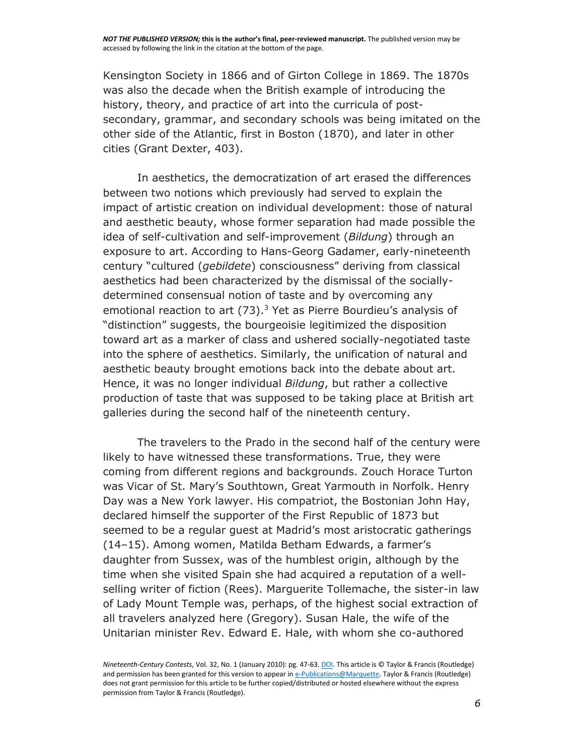Kensington Society in 1866 and of Girton College in 1869. The 1870s was also the decade when the British example of introducing the history, theory, and practice of art into the curricula of post-secondary, grammar, and secondary schools was being imitated on the other side of the Atlantic, first in Boston (1870), and later in other cities (Grant Dexter, 403).

In aesthetics, the democratization of art erased the differences between two notions which previously had served to explain the impact of artistic creation on individual development: those of natural and aesthetic beauty, whose former separation had made possible the idea of self-cultivation and self-improvement (*Bildung*) through an exposure to art. According to Hans-Georg Gadamer, early-nineteenth century "cultured (*gebildete*) consciousness" deriving from classical aesthetics had been characterized by the dismissal of the socially-determined consensual notion of taste and by overcoming any emotional reaction to art (73).[3] Yet as Pierre Bourdieu's analysis of "distinction" suggests, the bourgeoisie legitimized the disposition toward art as a marker of class and ushered socially-negotiated taste into the sphere of aesthetics. Similarly, the unification of natural and aesthetic beauty brought emotions back into the debate about art. Hence, it was no longer individual *Bildung*, but rather a collective production of taste that was supposed to be taking place at British art galleries during the second half of the nineteenth century.

The travelers to the Prado in the second half of the century were likely to have witnessed these transformations. True, they were coming from different regions and backgrounds. Zouch Horace Turton was Vicar of St. Mary's Southtown, Great Yarmouth in Norfolk. Henry Day was a New York lawyer. His compatriot, the Bostonian John Hay, declared himself the supporter of the First Republic of 1873 but seemed to be a regular guest at Madrid's most aristocratic gatherings (14–15). Among women, Matilda Betham Edwards, a farmer's daughter from Sussex, was of the humblest origin, although by the time when she visited Spain she had acquired a reputation of a well-selling writer of fiction (Rees). Marguerite Tollemache, the sister-in law of Lady Mount Temple was, perhaps, of the highest social extraction of all travelers analyzed here (Gregory). Susan Hale, the wife of the Unitarian minister Rev. Edward E. Hale, with whom she co-authored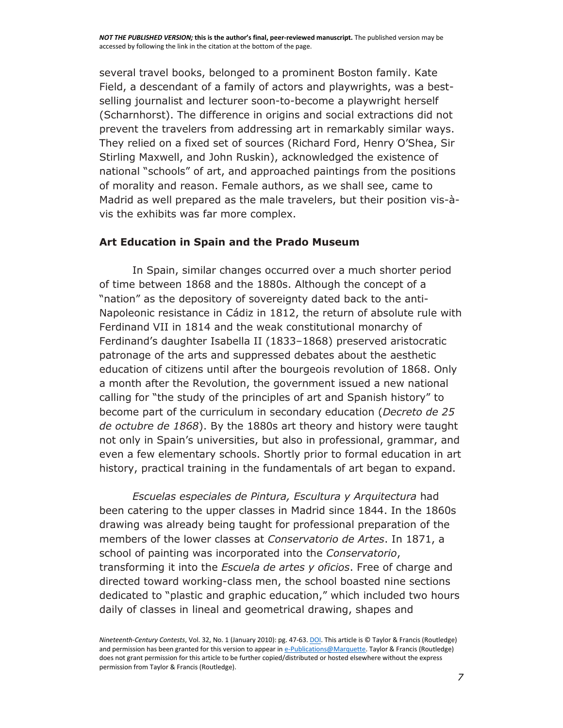several travel books, belonged to a prominent Boston family. Kate Field, a descendant of a family of actors and playwrights, was a best-selling journalist and lecturer soon-to-become a playwright herself (Scharnhorst). The difference in origins and social extractions did not prevent the travelers from addressing art in remarkably similar ways. They relied on a fixed set of sources (Richard Ford, Henry O'Shea, Sir Stirling Maxwell, and John Ruskin), acknowledged the existence of national "schools" of art, and approached paintings from the positions of morality and reason. Female authors, as we shall see, came to Madrid as well prepared as the male travelers, but their position vis-à-vis the exhibits was far more complex.

## Art Education in Spain and the Prado Museum

In Spain, similar changes occurred over a much shorter period of time between 1868 and the 1880s. Although the concept of a "nation" as the depository of sovereignty dated back to the anti-Napoleonic resistance in Cádiz in 1812, the return of absolute rule with Ferdinand VII in 1814 and the weak constitutional monarchy of Ferdinand's daughter Isabella II (1833–1868) preserved aristocratic patronage of the arts and suppressed debates about the aesthetic education of citizens until after the bourgeois revolution of 1868. Only a month after the Revolution, the government issued a new national calling for "the study of the principles of art and Spanish history" to become part of the curriculum in secondary education (*Decreto de 25 de octubre de 1868*). By the 1880s art theory and history were taught not only in Spain's universities, but also in professional, grammar, and even a few elementary schools. Shortly prior to formal education in art history, practical training in the fundamentals of art began to expand.

*Escuelas especiales de Pintura, Escultura y Arquitectura* had been catering to the upper classes in Madrid since 1844. In the 1860s drawing was already being taught for professional preparation of the members of the lower classes at *Conservatorio de Artes*. In 1871, a school of painting was incorporated into the *Conservatorio*, transforming it into the *Escuela de artes y oficios*. Free of charge and directed toward working-class men, the school boasted nine sections dedicated to "plastic and graphic education," which included two hours daily of classes in lineal and geometrical drawing, shapes and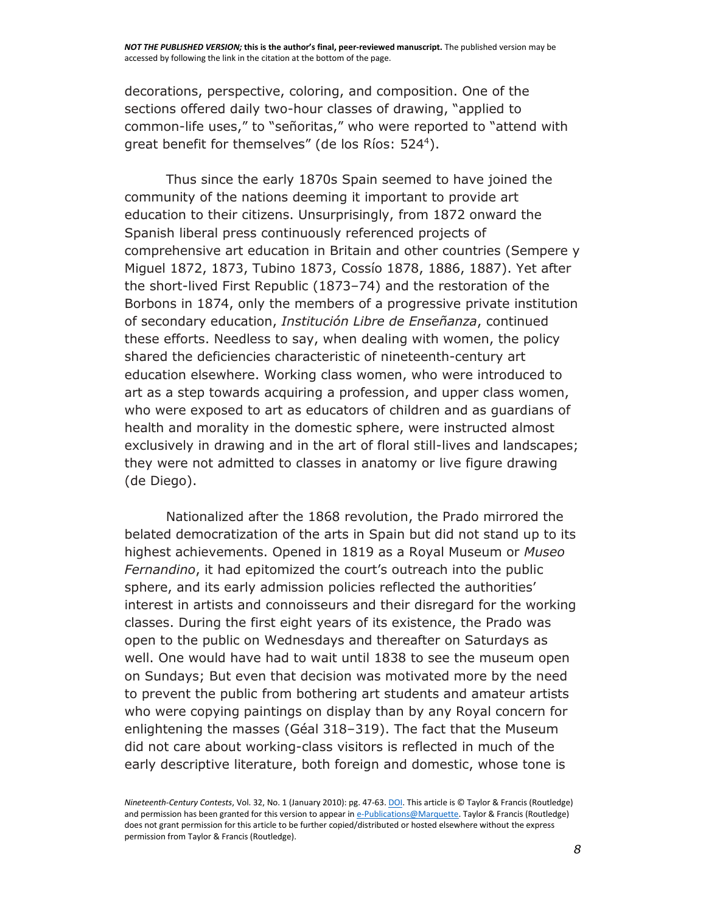decorations, perspective, coloring, and composition. One of the sections offered daily two-hour classes of drawing, "applied to common-life uses," to "señoritas," who were reported to "attend with great benefit for themselves" (de los Ríos: 524[4]).

Thus since the early 1870s Spain seemed to have joined the community of the nations deeming it important to provide art education to their citizens. Unsurprisingly, from 1872 onward the Spanish liberal press continuously referenced projects of comprehensive art education in Britain and other countries (Sempere y Miguel 1872, 1873, Tubino 1873, Cossío 1878, 1886, 1887). Yet after the short-lived First Republic (1873–74) and the restoration of the Borbons in 1874, only the members of a progressive private institution of secondary education, *Institución Libre de Enseñanza*, continued these efforts. Needless to say, when dealing with women, the policy shared the deficiencies characteristic of nineteenth-century art education elsewhere. Working class women, who were introduced to art as a step towards acquiring a profession, and upper class women, who were exposed to art as educators of children and as guardians of health and morality in the domestic sphere, were instructed almost exclusively in drawing and in the art of floral still-lives and landscapes; they were not admitted to classes in anatomy or live figure drawing (de Diego).

Nationalized after the 1868 revolution, the Prado mirrored the belated democratization of the arts in Spain but did not stand up to its highest achievements. Opened in 1819 as a Royal Museum or *Museo Fernandino*, it had epitomized the court's outreach into the public sphere, and its early admission policies reflected the authorities' interest in artists and connoisseurs and their disregard for the working classes. During the first eight years of its existence, the Prado was open to the public on Wednesdays and thereafter on Saturdays as well. One would have had to wait until 1838 to see the museum open on Sundays; But even that decision was motivated more by the need to prevent the public from bothering art students and amateur artists who were copying paintings on display than by any Royal concern for enlightening the masses (Géal 318–319). The fact that the Museum did not care about working-class visitors is reflected in much of the early descriptive literature, both foreign and domestic, whose tone is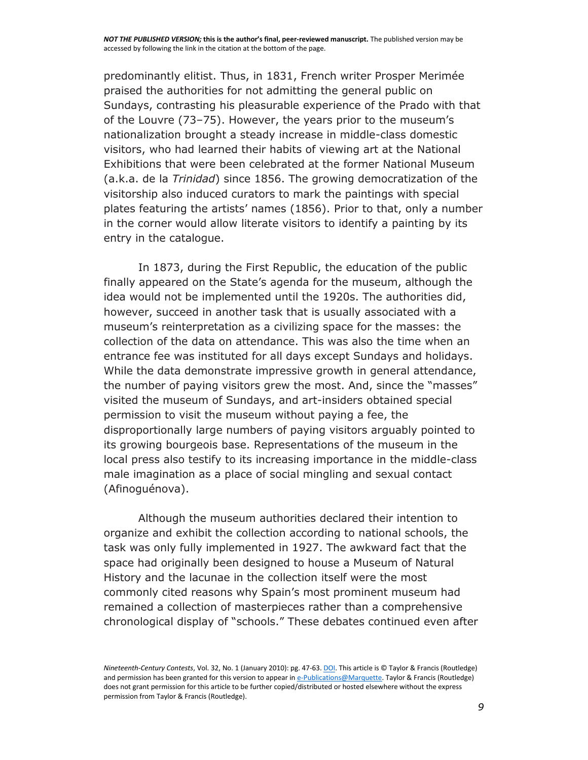predominantly elitist. Thus, in 1831, French writer Prosper Merimée praised the authorities for not admitting the general public on Sundays, contrasting his pleasurable experience of the Prado with that of the Louvre (73–75). However, the years prior to the museum's nationalization brought a steady increase in middle-class domestic visitors, who had learned their habits of viewing art at the National Exhibitions that were been celebrated at the former National Museum (a.k.a. de la *Trinidad*) since 1856. The growing democratization of the visitorship also induced curators to mark the paintings with special plates featuring the artists' names (1856). Prior to that, only a number in the corner would allow literate visitors to identify a painting by its entry in the catalogue.

In 1873, during the First Republic, the education of the public finally appeared on the State's agenda for the museum, although the idea would not be implemented until the 1920s. The authorities did, however, succeed in another task that is usually associated with a museum's reinterpretation as a civilizing space for the masses: the collection of the data on attendance. This was also the time when an entrance fee was instituted for all days except Sundays and holidays. While the data demonstrate impressive growth in general attendance, the number of paying visitors grew the most. And, since the "masses" visited the museum of Sundays, and art-insiders obtained special permission to visit the museum without paying a fee, the disproportionally large numbers of paying visitors arguably pointed to its growing bourgeois base. Representations of the museum in the local press also testify to its increasing importance in the middle-class male imagination as a place of social mingling and sexual contact (Afinoguénova).

Although the museum authorities declared their intention to organize and exhibit the collection according to national schools, the task was only fully implemented in 1927. The awkward fact that the space had originally been designed to house a Museum of Natural History and the lacunae in the collection itself were the most commonly cited reasons why Spain's most prominent museum had remained a collection of masterpieces rather than a comprehensive chronological display of "schools." These debates continued even after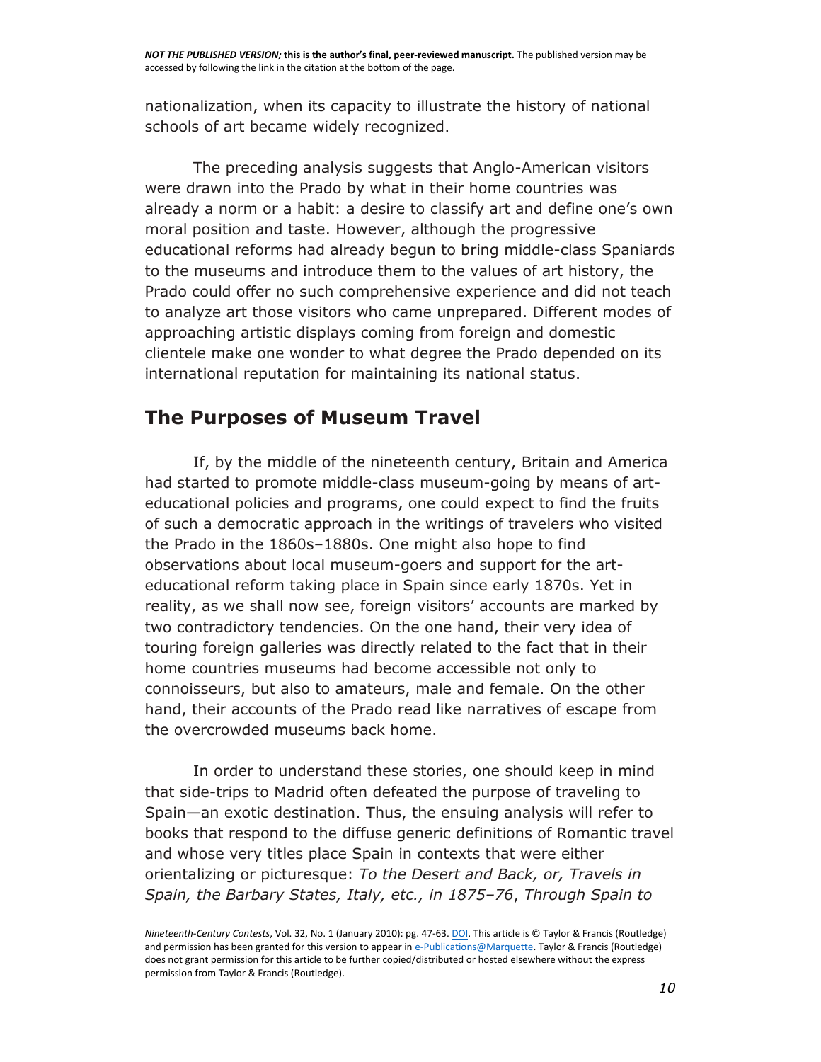nationalization, when its capacity to illustrate the history of national schools of art became widely recognized.

The preceding analysis suggests that Anglo-American visitors were drawn into the Prado by what in their home countries was already a norm or a habit: a desire to classify art and define one's own moral position and taste. However, although the progressive educational reforms had already begun to bring middle-class Spaniards to the museums and introduce them to the values of art history, the Prado could offer no such comprehensive experience and did not teach to analyze art those visitors who came unprepared. Different modes of approaching artistic displays coming from foreign and domestic clientele make one wonder to what degree the Prado depended on its international reputation for maintaining its national status.

## The Purposes of Museum Travel

If, by the middle of the nineteenth century, Britain and America had started to promote middle-class museum-going by means of art-educational policies and programs, one could expect to find the fruits of such a democratic approach in the writings of travelers who visited the Prado in the 1860s–1880s. One might also hope to find observations about local museum-goers and support for the art-educational reform taking place in Spain since early 1870s. Yet in reality, as we shall now see, foreign visitors' accounts are marked by two contradictory tendencies. On the one hand, their very idea of touring foreign galleries was directly related to the fact that in their home countries museums had become accessible not only to connoisseurs, but also to amateurs, male and female. On the other hand, their accounts of the Prado read like narratives of escape from the overcrowded museums back home.

In order to understand these stories, one should keep in mind that side-trips to Madrid often defeated the purpose of traveling to Spain—an exotic destination. Thus, the ensuing analysis will refer to books that respond to the diffuse generic definitions of Romantic travel and whose very titles place Spain in contexts that were either orientalizing or picturesque: *To the Desert and Back, or, Travels in Spain, the Barbary States, Italy, etc., in 1875–76*, *Through Spain to*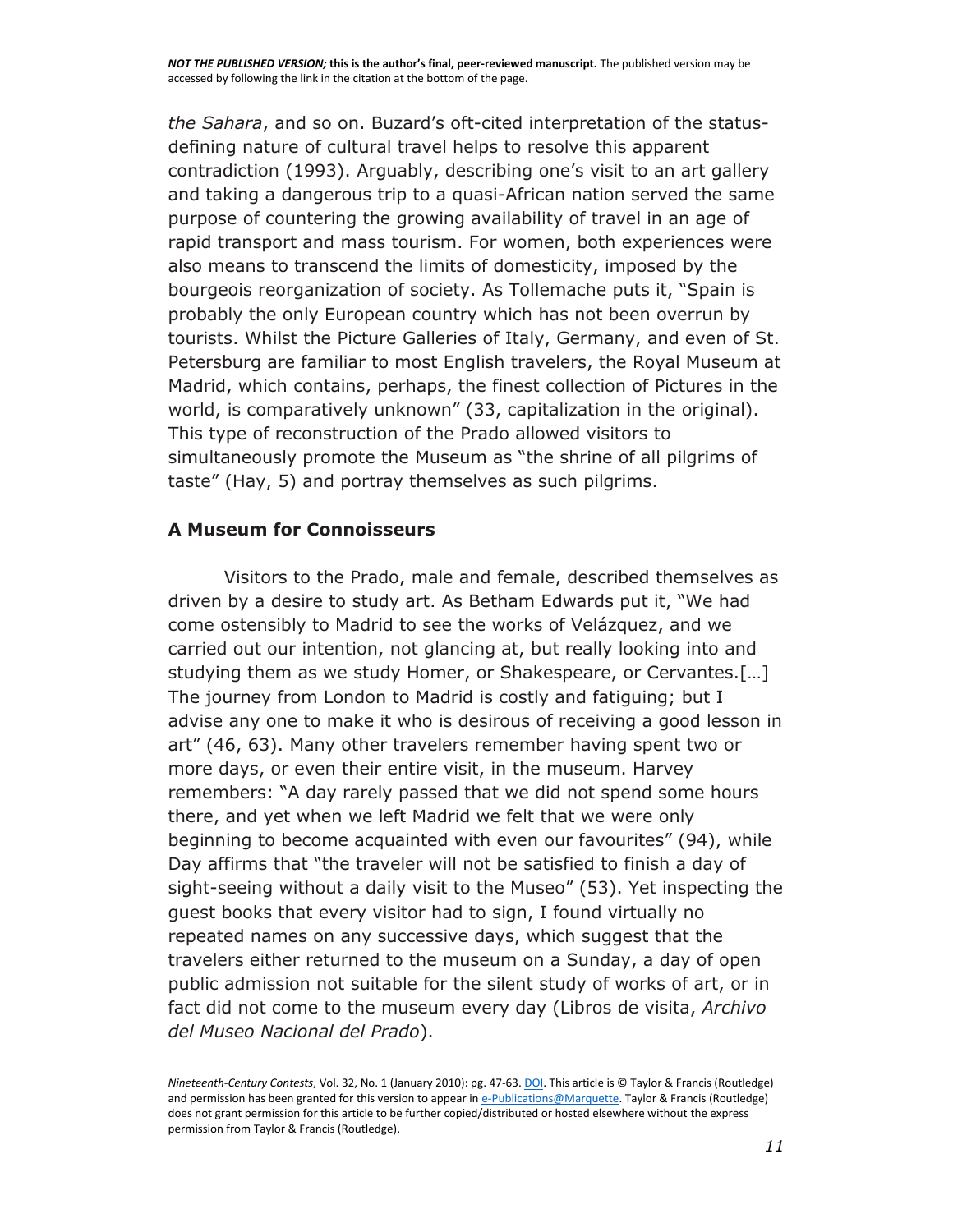*the Sahara*, and so on. Buzard's oft-cited interpretation of the status-defining nature of cultural travel helps to resolve this apparent contradiction (1993). Arguably, describing one's visit to an art gallery and taking a dangerous trip to a quasi-African nation served the same purpose of countering the growing availability of travel in an age of rapid transport and mass tourism. For women, both experiences were also means to transcend the limits of domesticity, imposed by the bourgeois reorganization of society. As Tollemache puts it, "Spain is probably the only European country which has not been overrun by tourists. Whilst the Picture Galleries of Italy, Germany, and even of St. Petersburg are familiar to most English travelers, the Royal Museum at Madrid, which contains, perhaps, the finest collection of Pictures in the world, is comparatively unknown" (33, capitalization in the original). This type of reconstruction of the Prado allowed visitors to simultaneously promote the Museum as "the shrine of all pilgrims of taste" (Hay, 5) and portray themselves as such pilgrims.

## A Museum for Connoisseurs

Visitors to the Prado, male and female, described themselves as driven by a desire to study art. As Betham Edwards put it, "We had come ostensibly to Madrid to see the works of Velázquez, and we carried out our intention, not glancing at, but really looking into and studying them as we study Homer, or Shakespeare, or Cervantes.[…] The journey from London to Madrid is costly and fatiguing; but I advise any one to make it who is desirous of receiving a good lesson in art" (46, 63). Many other travelers remember having spent two or more days, or even their entire visit, in the museum. Harvey remembers: "A day rarely passed that we did not spend some hours there, and yet when we left Madrid we felt that we were only beginning to become acquainted with even our favourites" (94), while Day affirms that "the traveler will not be satisfied to finish a day of sight-seeing without a daily visit to the Museo" (53). Yet inspecting the guest books that every visitor had to sign, I found virtually no repeated names on any successive days, which suggest that the travelers either returned to the museum on a Sunday, a day of open public admission not suitable for the silent study of works of art, or in fact did not come to the museum every day (Libros de visita, *Archivo del Museo Nacional del Prado*).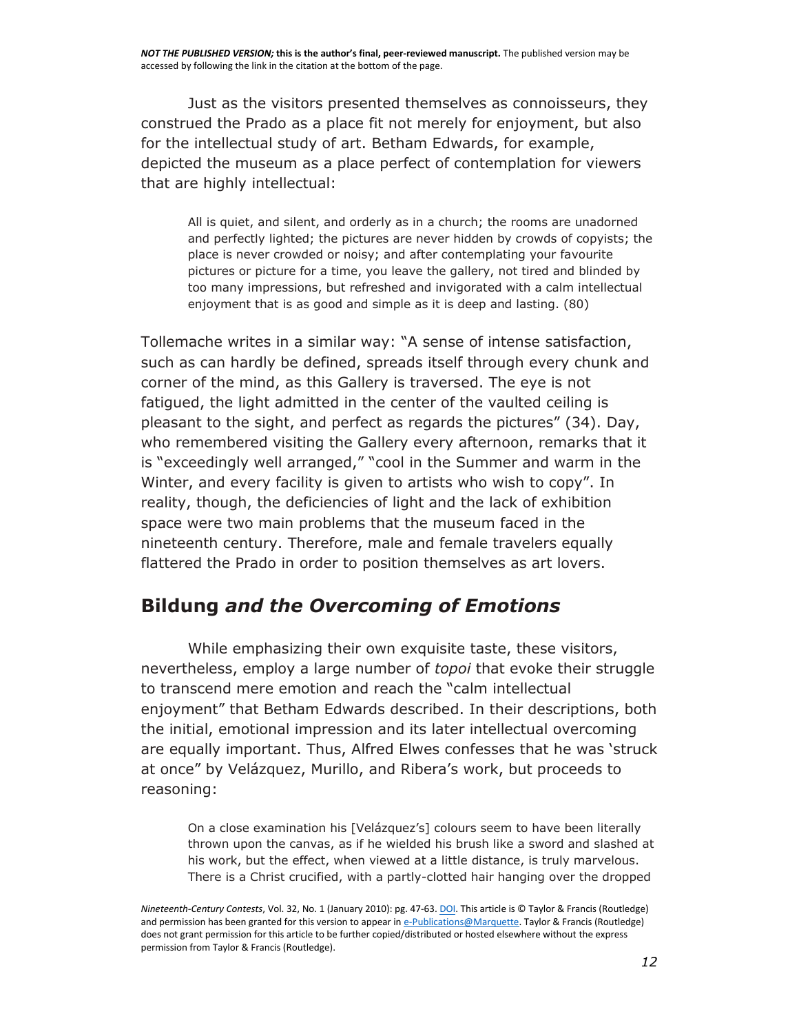Just as the visitors presented themselves as connoisseurs, they construed the Prado as a place fit not merely for enjoyment, but also for the intellectual study of art. Betham Edwards, for example, depicted the museum as a place perfect of contemplation for viewers that are highly intellectual:

> All is quiet, and silent, and orderly as in a church; the rooms are unadorned and perfectly lighted; the pictures are never hidden by crowds of copyists; the place is never crowded or noisy; and after contemplating your favourite pictures or picture for a time, you leave the gallery, not tired and blinded by too many impressions, but refreshed and invigorated with a calm intellectual enjoyment that is as good and simple as it is deep and lasting. (80)

Tollemache writes in a similar way: "A sense of intense satisfaction, such as can hardly be defined, spreads itself through every chunk and corner of the mind, as this Gallery is traversed. The eye is not fatigued, the light admitted in the center of the vaulted ceiling is pleasant to the sight, and perfect as regards the pictures" (34). Day, who remembered visiting the Gallery every afternoon, remarks that it is "exceedingly well arranged," "cool in the Summer and warm in the Winter, and every facility is given to artists who wish to copy". In reality, though, the deficiencies of light and the lack of exhibition space were two main problems that the museum faced in the nineteenth century. Therefore, male and female travelers equally flattered the Prado in order to position themselves as art lovers.

## Bildung *and the Overcoming of Emotions*

While emphasizing their own exquisite taste, these visitors, nevertheless, employ a large number of *topoi* that evoke their struggle to transcend mere emotion and reach the "calm intellectual enjoyment" that Betham Edwards described. In their descriptions, both the initial, emotional impression and its later intellectual overcoming are equally important. Thus, Alfred Elwes confesses that he was 'struck at once" by Velázquez, Murillo, and Ribera's work, but proceeds to reasoning:

> On a close examination his [Velázquez's] colours seem to have been literally thrown upon the canvas, as if he wielded his brush like a sword and slashed at his work, but the effect, when viewed at a little distance, is truly marvelous. There is a Christ crucified, with a partly-clotted hair hanging over the dropped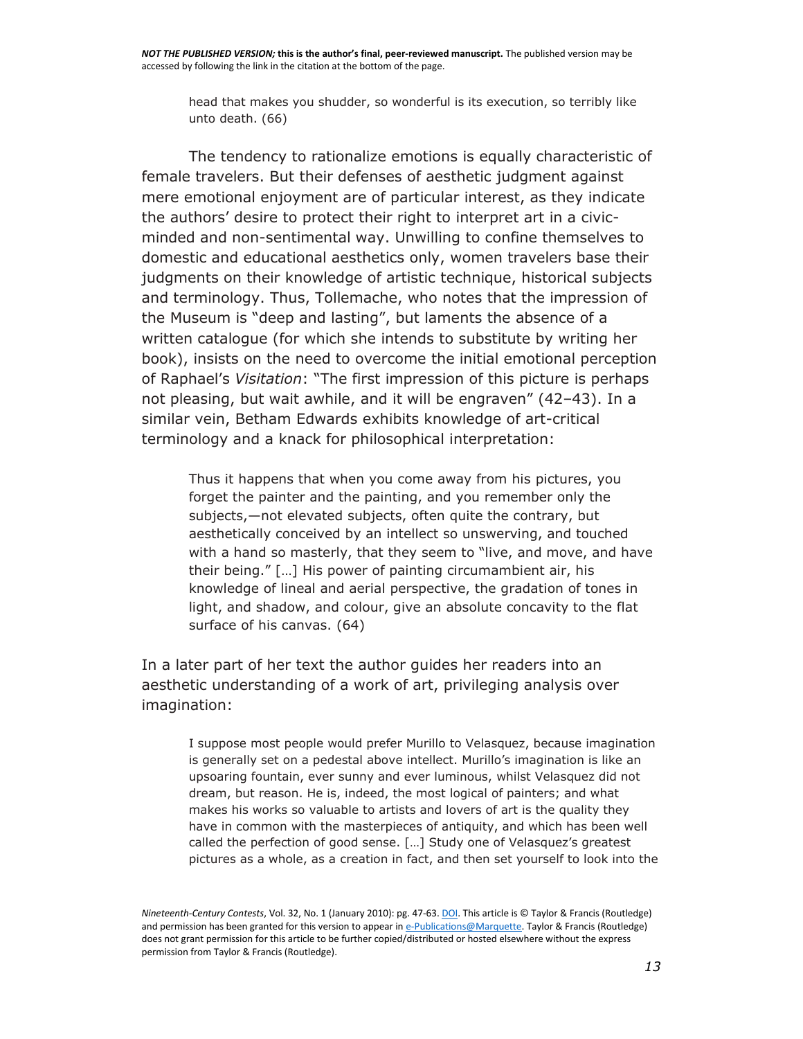> head that makes you shudder, so wonderful is its execution, so terribly like unto death. (66)

The tendency to rationalize emotions is equally characteristic of female travelers. But their defenses of aesthetic judgment against mere emotional enjoyment are of particular interest, as they indicate the authors' desire to protect their right to interpret art in a civic-minded and non-sentimental way. Unwilling to confine themselves to domestic and educational aesthetics only, women travelers base their judgments on their knowledge of artistic technique, historical subjects and terminology. Thus, Tollemache, who notes that the impression of the Museum is "deep and lasting", but laments the absence of a written catalogue (for which she intends to substitute by writing her book), insists on the need to overcome the initial emotional perception of Raphael's *Visitation*: "The first impression of this picture is perhaps not pleasing, but wait awhile, and it will be engraven" (42–43). In a similar vein, Betham Edwards exhibits knowledge of art-critical terminology and a knack for philosophical interpretation:

> Thus it happens that when you come away from his pictures, you forget the painter and the painting, and you remember only the subjects,—not elevated subjects, often quite the contrary, but aesthetically conceived by an intellect so unswerving, and touched with a hand so masterly, that they seem to "live, and move, and have their being." […] His power of painting circumambient air, his knowledge of lineal and aerial perspective, the gradation of tones in light, and shadow, and colour, give an absolute concavity to the flat surface of his canvas. (64)

In a later part of her text the author guides her readers into an aesthetic understanding of a work of art, privileging analysis over imagination:

> I suppose most people would prefer Murillo to Velasquez, because imagination is generally set on a pedestal above intellect. Murillo's imagination is like an upsoaring fountain, ever sunny and ever luminous, whilst Velasquez did not dream, but reason. He is, indeed, the most logical of painters; and what makes his works so valuable to artists and lovers of art is the quality they have in common with the masterpieces of antiquity, and which has been well called the perfection of good sense. […] Study one of Velasquez's greatest pictures as a whole, as a creation in fact, and then set yourself to look into the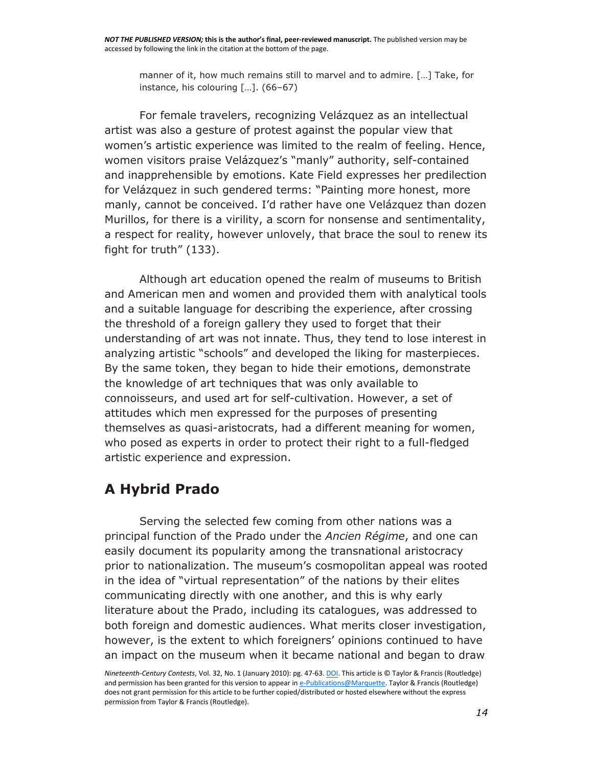> manner of it, how much remains still to marvel and to admire. […] Take, for instance, his colouring […]. (66–67)

For female travelers, recognizing Velázquez as an intellectual artist was also a gesture of protest against the popular view that women's artistic experience was limited to the realm of feeling. Hence, women visitors praise Velázquez's "manly" authority, self-contained and inapprehensible by emotions. Kate Field expresses her predilection for Velázquez in such gendered terms: "Painting more honest, more manly, cannot be conceived. I'd rather have one Velázquez than dozen Murillos, for there is a virility, a scorn for nonsense and sentimentality, a respect for reality, however unlovely, that brace the soul to renew its fight for truth" (133).

Although art education opened the realm of museums to British and American men and women and provided them with analytical tools and a suitable language for describing the experience, after crossing the threshold of a foreign gallery they used to forget that their understanding of art was not innate. Thus, they tend to lose interest in analyzing artistic "schools" and developed the liking for masterpieces. By the same token, they began to hide their emotions, demonstrate the knowledge of art techniques that was only available to connoisseurs, and used art for self-cultivation. However, a set of attitudes which men expressed for the purposes of presenting themselves as quasi-aristocrats, had a different meaning for women, who posed as experts in order to protect their right to a full-fledged artistic experience and expression.

## A Hybrid Prado

Serving the selected few coming from other nations was a principal function of the Prado under the *Ancien Régime*, and one can easily document its popularity among the transnational aristocracy prior to nationalization. The museum's cosmopolitan appeal was rooted in the idea of "virtual representation" of the nations by their elites communicating directly with one another, and this is why early literature about the Prado, including its catalogues, was addressed to both foreign and domestic audiences. What merits closer investigation, however, is the extent to which foreigners' opinions continued to have an impact on the museum when it became national and began to draw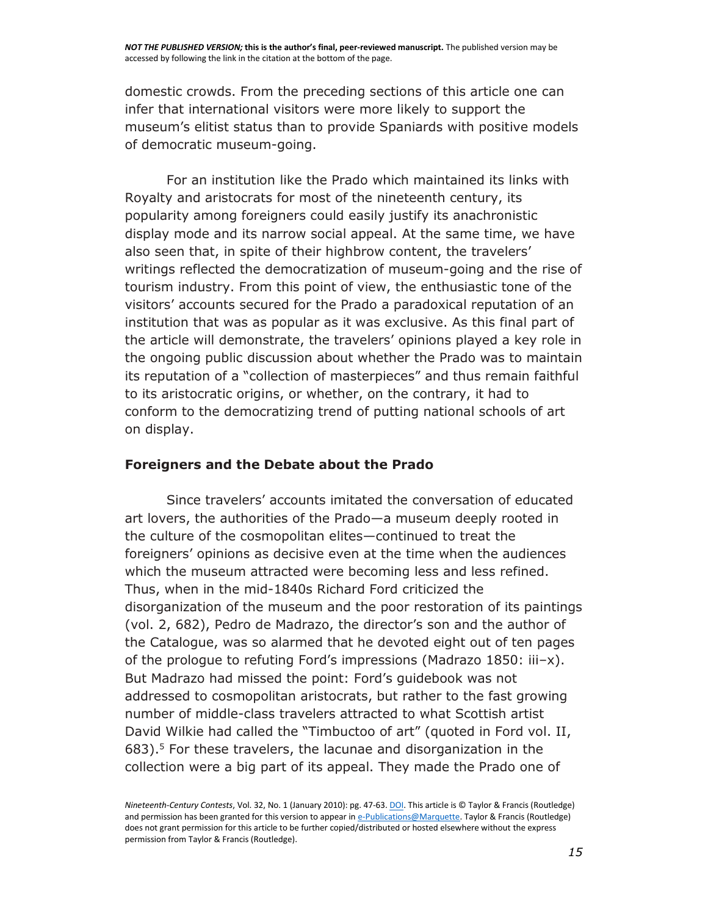domestic crowds. From the preceding sections of this article one can infer that international visitors were more likely to support the museum's elitist status than to provide Spaniards with positive models of democratic museum-going.

For an institution like the Prado which maintained its links with Royalty and aristocrats for most of the nineteenth century, its popularity among foreigners could easily justify its anachronistic display mode and its narrow social appeal. At the same time, we have also seen that, in spite of their highbrow content, the travelers' writings reflected the democratization of museum-going and the rise of tourism industry. From this point of view, the enthusiastic tone of the visitors' accounts secured for the Prado a paradoxical reputation of an institution that was as popular as it was exclusive. As this final part of the article will demonstrate, the travelers' opinions played a key role in the ongoing public discussion about whether the Prado was to maintain its reputation of a "collection of masterpieces" and thus remain faithful to its aristocratic origins, or whether, on the contrary, it had to conform to the democratizing trend of putting national schools of art on display.

## Foreigners and the Debate about the Prado

Since travelers' accounts imitated the conversation of educated art lovers, the authorities of the Prado—a museum deeply rooted in the culture of the cosmopolitan elites—continued to treat the foreigners' opinions as decisive even at the time when the audiences which the museum attracted were becoming less and less refined. Thus, when in the mid-1840s Richard Ford criticized the disorganization of the museum and the poor restoration of its paintings (vol. 2, 682), Pedro de Madrazo, the director's son and the author of the Catalogue, was so alarmed that he devoted eight out of ten pages of the prologue to refuting Ford's impressions (Madrazo 1850: iii–x). But Madrazo had missed the point: Ford's guidebook was not addressed to cosmopolitan aristocrats, but rather to the fast growing number of middle-class travelers attracted to what Scottish artist David Wilkie had called the "Timbuctoo of art" (quoted in Ford vol. II, 683).[5] For these travelers, the lacunae and disorganization in the collection were a big part of its appeal. They made the Prado one of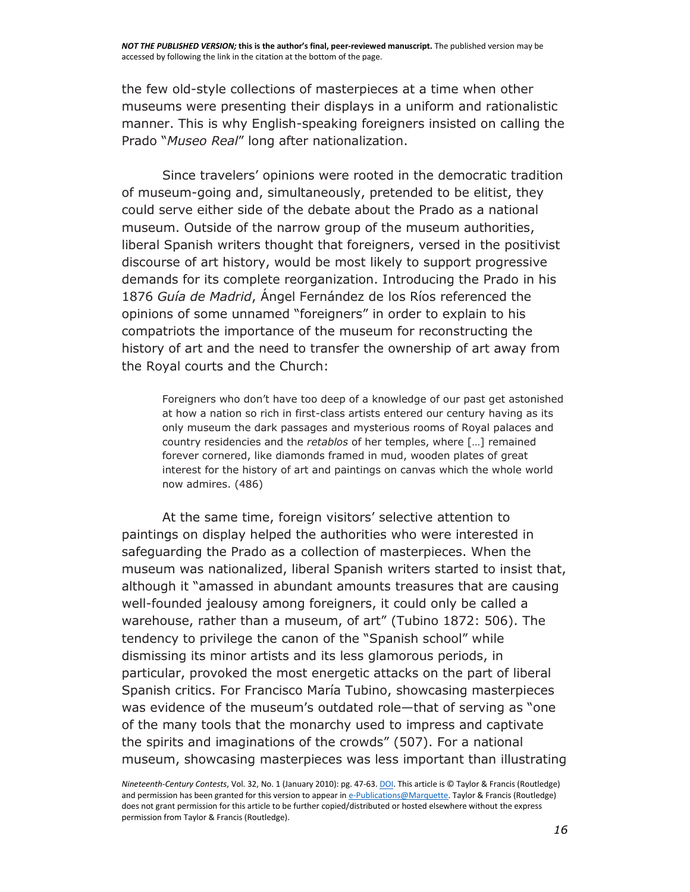the few old-style collections of masterpieces at a time when other museums were presenting their displays in a uniform and rationalistic manner. This is why English-speaking foreigners insisted on calling the Prado "*Museo Real*" long after nationalization.

Since travelers' opinions were rooted in the democratic tradition of museum-going and, simultaneously, pretended to be elitist, they could serve either side of the debate about the Prado as a national museum. Outside of the narrow group of the museum authorities, liberal Spanish writers thought that foreigners, versed in the positivist discourse of art history, would be most likely to support progressive demands for its complete reorganization. Introducing the Prado in his 1876 *Guía de Madrid*, Ángel Fernández de los Ríos referenced the opinions of some unnamed "foreigners" in order to explain to his compatriots the importance of the museum for reconstructing the history of art and the need to transfer the ownership of art away from the Royal courts and the Church:

> Foreigners who don't have too deep of a knowledge of our past get astonished at how a nation so rich in first-class artists entered our century having as its only museum the dark passages and mysterious rooms of Royal palaces and country residencies and the *retablos* of her temples, where […] remained forever cornered, like diamonds framed in mud, wooden plates of great interest for the history of art and paintings on canvas which the whole world now admires. (486)

At the same time, foreign visitors' selective attention to paintings on display helped the authorities who were interested in safeguarding the Prado as a collection of masterpieces. When the museum was nationalized, liberal Spanish writers started to insist that, although it "amassed in abundant amounts treasures that are causing well-founded jealousy among foreigners, it could only be called a warehouse, rather than a museum, of art" (Tubino 1872: 506). The tendency to privilege the canon of the "Spanish school" while dismissing its minor artists and its less glamorous periods, in particular, provoked the most energetic attacks on the part of liberal Spanish critics. For Francisco María Tubino, showcasing masterpieces was evidence of the museum's outdated role—that of serving as "one of the many tools that the monarchy used to impress and captivate the spirits and imaginations of the crowds" (507). For a national museum, showcasing masterpieces was less important than illustrating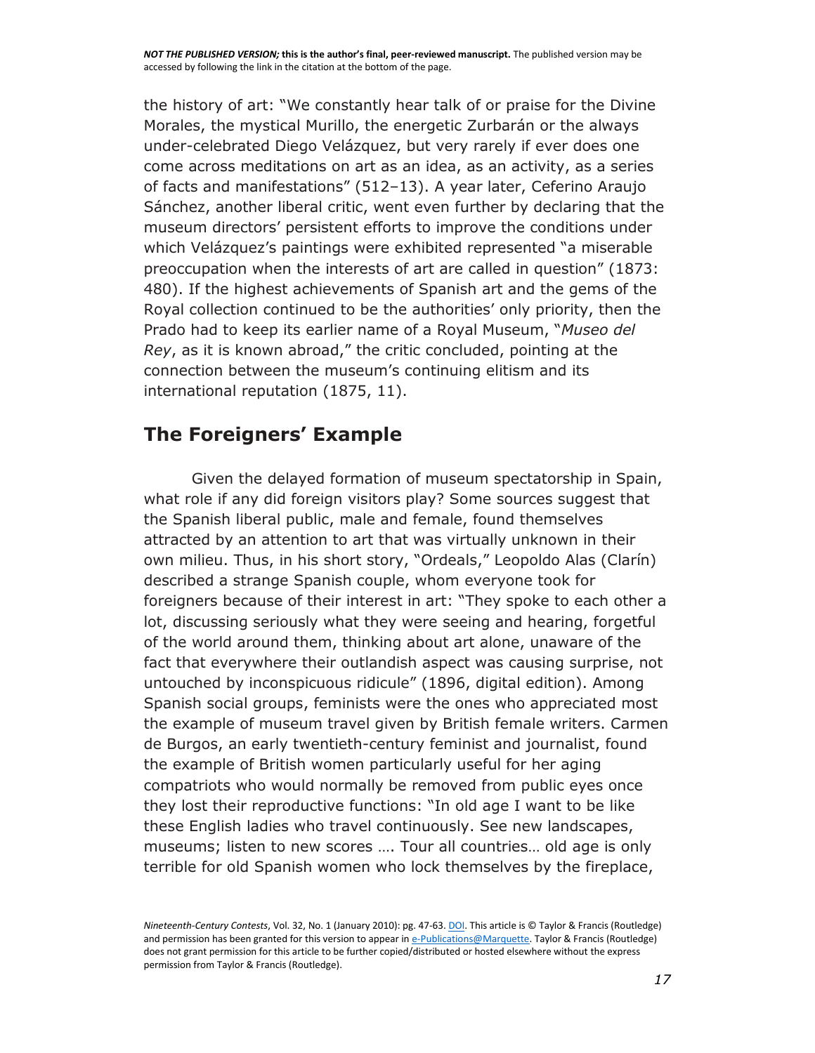the history of art: "We constantly hear talk of or praise for the Divine Morales, the mystical Murillo, the energetic Zurbarán or the always under-celebrated Diego Velázquez, but very rarely if ever does one come across meditations on art as an idea, as an activity, as a series of facts and manifestations" (512–13). A year later, Ceferino Araujo Sánchez, another liberal critic, went even further by declaring that the museum directors' persistent efforts to improve the conditions under which Velázquez's paintings were exhibited represented "a miserable preoccupation when the interests of art are called in question" (1873: 480). If the highest achievements of Spanish art and the gems of the Royal collection continued to be the authorities' only priority, then the Prado had to keep its earlier name of a Royal Museum, "*Museo del Rey*, as it is known abroad," the critic concluded, pointing at the connection between the museum's continuing elitism and its international reputation (1875, 11).

## The Foreigners' Example

Given the delayed formation of museum spectatorship in Spain, what role if any did foreign visitors play? Some sources suggest that the Spanish liberal public, male and female, found themselves attracted by an attention to art that was virtually unknown in their own milieu. Thus, in his short story, "Ordeals," Leopoldo Alas (Clarín) described a strange Spanish couple, whom everyone took for foreigners because of their interest in art: "They spoke to each other a lot, discussing seriously what they were seeing and hearing, forgetful of the world around them, thinking about art alone, unaware of the fact that everywhere their outlandish aspect was causing surprise, not untouched by inconspicuous ridicule" (1896, digital edition). Among Spanish social groups, feminists were the ones who appreciated most the example of museum travel given by British female writers. Carmen de Burgos, an early twentieth-century feminist and journalist, found the example of British women particularly useful for her aging compatriots who would normally be removed from public eyes once they lost their reproductive functions: "In old age I want to be like these English ladies who travel continuously. See new landscapes, museums; listen to new scores …. Tour all countries… old age is only terrible for old Spanish women who lock themselves by the fireplace,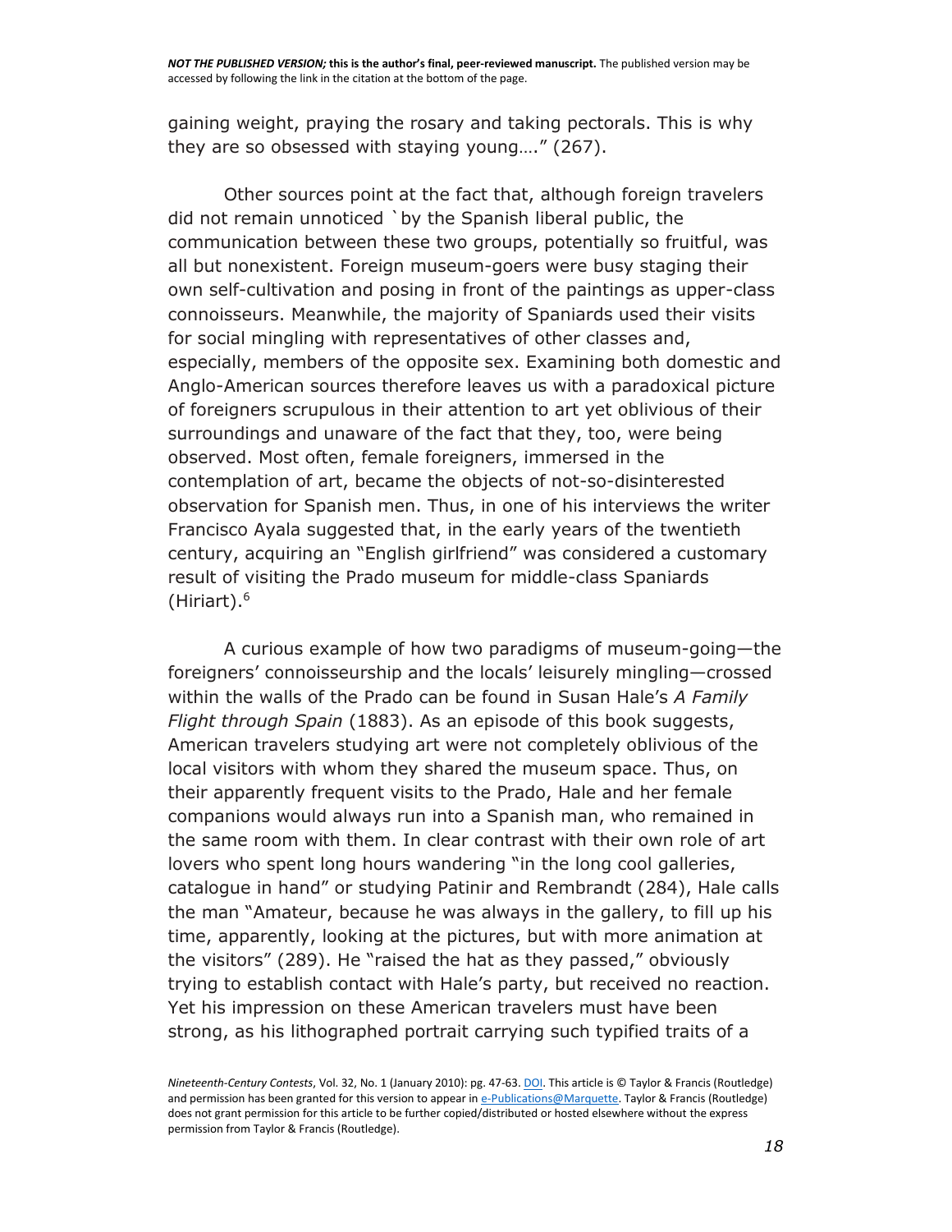gaining weight, praying the rosary and taking pectorals. This is why they are so obsessed with staying young…." (267).

Other sources point at the fact that, although foreign travelers did not remain unnoticed `by the Spanish liberal public, the communication between these two groups, potentially so fruitful, was all but nonexistent. Foreign museum-goers were busy staging their own self-cultivation and posing in front of the paintings as upper-class connoisseurs. Meanwhile, the majority of Spaniards used their visits for social mingling with representatives of other classes and, especially, members of the opposite sex. Examining both domestic and Anglo-American sources therefore leaves us with a paradoxical picture of foreigners scrupulous in their attention to art yet oblivious of their surroundings and unaware of the fact that they, too, were being observed. Most often, female foreigners, immersed in the contemplation of art, became the objects of not-so-disinterested observation for Spanish men. Thus, in one of his interviews the writer Francisco Ayala suggested that, in the early years of the twentieth century, acquiring an "English girlfriend" was considered a customary result of visiting the Prado museum for middle-class Spaniards (Hiriart).[6]

A curious example of how two paradigms of museum-going—the foreigners' connoisseurship and the locals' leisurely mingling—crossed within the walls of the Prado can be found in Susan Hale's *A Family Flight through Spain* (1883). As an episode of this book suggests, American travelers studying art were not completely oblivious of the local visitors with whom they shared the museum space. Thus, on their apparently frequent visits to the Prado, Hale and her female companions would always run into a Spanish man, who remained in the same room with them. In clear contrast with their own role of art lovers who spent long hours wandering "in the long cool galleries, catalogue in hand" or studying Patinir and Rembrandt (284), Hale calls the man "Amateur, because he was always in the gallery, to fill up his time, apparently, looking at the pictures, but with more animation at the visitors" (289). He "raised the hat as they passed," obviously trying to establish contact with Hale's party, but received no reaction. Yet his impression on these American travelers must have been strong, as his lithographed portrait carrying such typified traits of a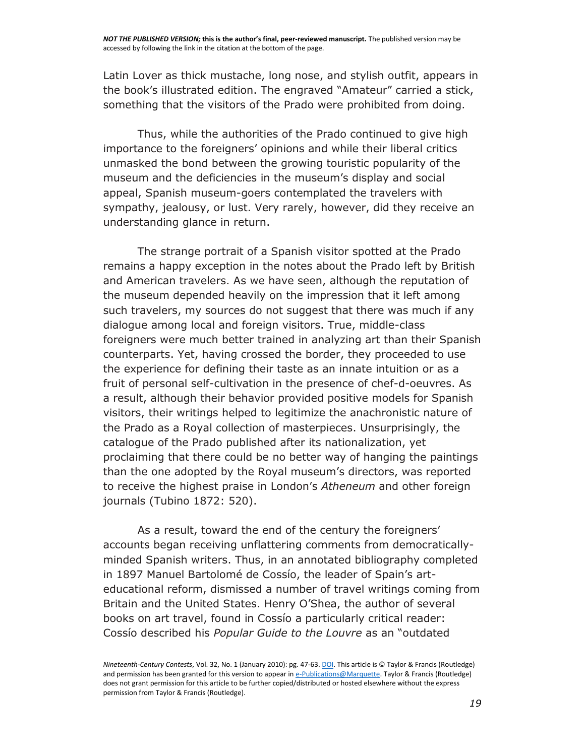Latin Lover as thick mustache, long nose, and stylish outfit, appears in the book's illustrated edition. The engraved "Amateur" carried a stick, something that the visitors of the Prado were prohibited from doing.

Thus, while the authorities of the Prado continued to give high importance to the foreigners' opinions and while their liberal critics unmasked the bond between the growing touristic popularity of the museum and the deficiencies in the museum's display and social appeal, Spanish museum-goers contemplated the travelers with sympathy, jealousy, or lust. Very rarely, however, did they receive an understanding glance in return.

The strange portrait of a Spanish visitor spotted at the Prado remains a happy exception in the notes about the Prado left by British and American travelers. As we have seen, although the reputation of the museum depended heavily on the impression that it left among such travelers, my sources do not suggest that there was much if any dialogue among local and foreign visitors. True, middle-class foreigners were much better trained in analyzing art than their Spanish counterparts. Yet, having crossed the border, they proceeded to use the experience for defining their taste as an innate intuition or as a fruit of personal self-cultivation in the presence of chef-d-oeuvres. As a result, although their behavior provided positive models for Spanish visitors, their writings helped to legitimize the anachronistic nature of the Prado as a Royal collection of masterpieces. Unsurprisingly, the catalogue of the Prado published after its nationalization, yet proclaiming that there could be no better way of hanging the paintings than the one adopted by the Royal museum's directors, was reported to receive the highest praise in London's *Atheneum* and other foreign journals (Tubino 1872: 520).

As a result, toward the end of the century the foreigners' accounts began receiving unflattering comments from democratically-minded Spanish writers. Thus, in an annotated bibliography completed in 1897 Manuel Bartolomé de Cossío, the leader of Spain's art-educational reform, dismissed a number of travel writings coming from Britain and the United States. Henry O'Shea, the author of several books on art travel, found in Cossío a particularly critical reader: Cossío described his *Popular Guide to the Louvre* as an "outdated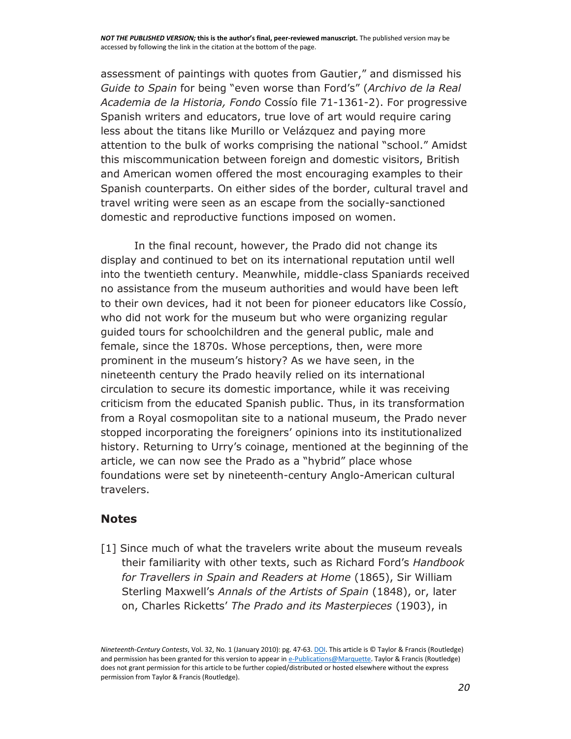assessment of paintings with quotes from Gautier," and dismissed his *Guide to Spain* for being "even worse than Ford's" (*Archivo de la Real Academia de la Historia, Fondo* Cossío file 71-1361-2). For progressive Spanish writers and educators, true love of art would require caring less about the titans like Murillo or Velázquez and paying more attention to the bulk of works comprising the national "school." Amidst this miscommunication between foreign and domestic visitors, British and American women offered the most encouraging examples to their Spanish counterparts. On either sides of the border, cultural travel and travel writing were seen as an escape from the socially-sanctioned domestic and reproductive functions imposed on women.

In the final recount, however, the Prado did not change its display and continued to bet on its international reputation until well into the twentieth century. Meanwhile, middle-class Spaniards received no assistance from the museum authorities and would have been left to their own devices, had it not been for pioneer educators like Cossío, who did not work for the museum but who were organizing regular guided tours for schoolchildren and the general public, male and female, since the 1870s. Whose perceptions, then, were more prominent in the museum's history? As we have seen, in the nineteenth century the Prado heavily relied on its international circulation to secure its domestic importance, while it was receiving criticism from the educated Spanish public. Thus, in its transformation from a Royal cosmopolitan site to a national museum, the Prado never stopped incorporating the foreigners' opinions into its institutionalized history. Returning to Urry's coinage, mentioned at the beginning of the article, we can now see the Prado as a "hybrid" place whose foundations were set by nineteenth-century Anglo-American cultural travelers.

## Notes

[1] Since much of what the travelers write about the museum reveals their familiarity with other texts, such as Richard Ford's *Handbook for Travellers in Spain and Readers at Home* (1865), Sir William Sterling Maxwell's *Annals of the Artists of Spain* (1848), or, later on, Charles Ricketts' *The Prado and its Masterpieces* (1903), in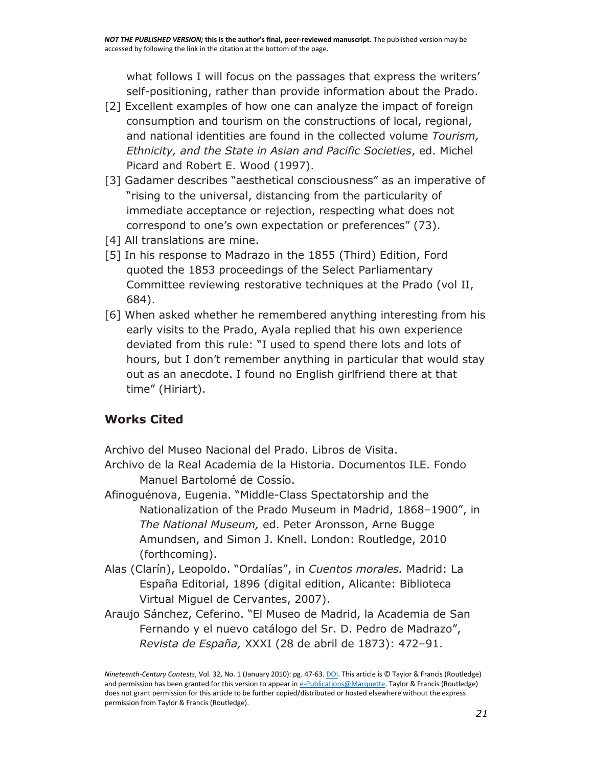what follows I will focus on the passages that express the writers' self-positioning, rather than provide information about the Prado.

[2] Excellent examples of how one can analyze the impact of foreign consumption and tourism on the constructions of local, regional, and national identities are found in the collected volume *Tourism, Ethnicity, and the State in Asian and Pacific Societies*, ed. Michel Picard and Robert E. Wood (1997).

[3] Gadamer describes "aesthetical consciousness" as an imperative of "rising to the universal, distancing from the particularity of immediate acceptance or rejection, respecting what does not correspond to one's own expectation or preferences" (73).

[4] All translations are mine.

[5] In his response to Madrazo in the 1855 (Third) Edition, Ford quoted the 1853 proceedings of the Select Parliamentary Committee reviewing restorative techniques at the Prado (vol II, 684).

[6] When asked whether he remembered anything interesting from his early visits to the Prado, Ayala replied that his own experience deviated from this rule: "I used to spend there lots and lots of hours, but I don't remember anything in particular that would stay out as an anecdote. I found no English girlfriend there at that time" (Hiriart).

## Works Cited

Archivo del Museo Nacional del Prado. Libros de Visita.

Archivo de la Real Academia de la Historia. Documentos ILE. Fondo Manuel Bartolomé de Cossío.

Afinoguénova, Eugenia. "Middle-Class Spectatorship and the Nationalization of the Prado Museum in Madrid, 1868–1900", in *The National Museum,* ed. Peter Aronsson, Arne Bugge Amundsen, and Simon J. Knell. London: Routledge, 2010 (forthcoming).

Alas (Clarín), Leopoldo. "Ordalías", in *Cuentos morales.* Madrid: La España Editorial, 1896 (digital edition, Alicante: Biblioteca Virtual Miguel de Cervantes, 2007).

Araujo Sánchez, Ceferino. "El Museo de Madrid, la Academia de San Fernando y el nuevo catálogo del Sr. D. Pedro de Madrazo", *Revista de España,* XXXI (28 de abril de 1873): 472–91.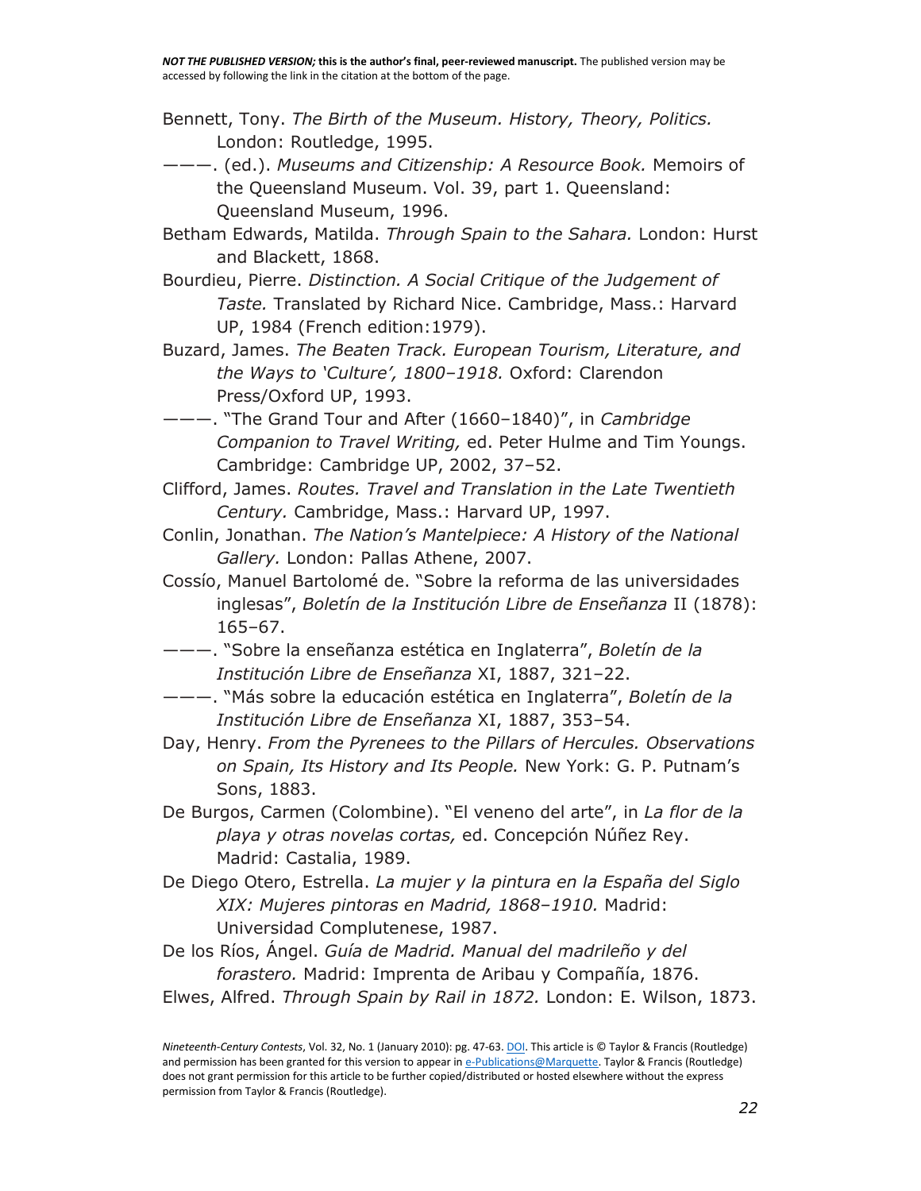Bennett, Tony. *The Birth of the Museum. History, Theory, Politics.* London: Routledge, 1995.

———. (ed.). *Museums and Citizenship: A Resource Book.* Memoirs of the Queensland Museum. Vol. 39, part 1. Queensland: Queensland Museum, 1996.

Betham Edwards, Matilda. *Through Spain to the Sahara.* London: Hurst and Blackett, 1868.

Bourdieu, Pierre. *Distinction. A Social Critique of the Judgement of Taste.* Translated by Richard Nice. Cambridge, Mass.: Harvard UP, 1984 (French edition:1979).

Buzard, James. *The Beaten Track. European Tourism, Literature, and the Ways to 'Culture', 1800–1918.* Oxford: Clarendon Press/Oxford UP, 1993.

———. "The Grand Tour and After (1660–1840)", in *Cambridge Companion to Travel Writing,* ed. Peter Hulme and Tim Youngs. Cambridge: Cambridge UP, 2002, 37–52.

Clifford, James. *Routes. Travel and Translation in the Late Twentieth Century.* Cambridge, Mass.: Harvard UP, 1997.

Conlin, Jonathan. *The Nation's Mantelpiece: A History of the National Gallery.* London: Pallas Athene, 2007.

Cossío, Manuel Bartolomé de. "Sobre la reforma de las universidades inglesas", *Boletín de la Institución Libre de Enseñanza* II (1878): 165–67.

———. "Sobre la enseñanza estética en Inglaterra", *Boletín de la Institución Libre de Enseñanza* XI, 1887, 321–22.

———. "Más sobre la educación estética en Inglaterra", *Boletín de la Institución Libre de Enseñanza* XI, 1887, 353–54.

Day, Henry. *From the Pyrenees to the Pillars of Hercules. Observations on Spain, Its History and Its People.* New York: G. P. Putnam's Sons, 1883.

De Burgos, Carmen (Colombine). "El veneno del arte", in *La flor de la playa y otras novelas cortas,* ed. Concepción Núñez Rey. Madrid: Castalia, 1989.

De Diego Otero, Estrella. *La mujer y la pintura en la España del Siglo XIX: Mujeres pintoras en Madrid, 1868–1910.* Madrid: Universidad Complutenese, 1987.

De los Ríos, Ángel. *Guía de Madrid. Manual del madrileño y del forastero.* Madrid: Imprenta de Aribau y Compañía, 1876.

Elwes, Alfred. *Through Spain by Rail in 1872.* London: E. Wilson, 1873.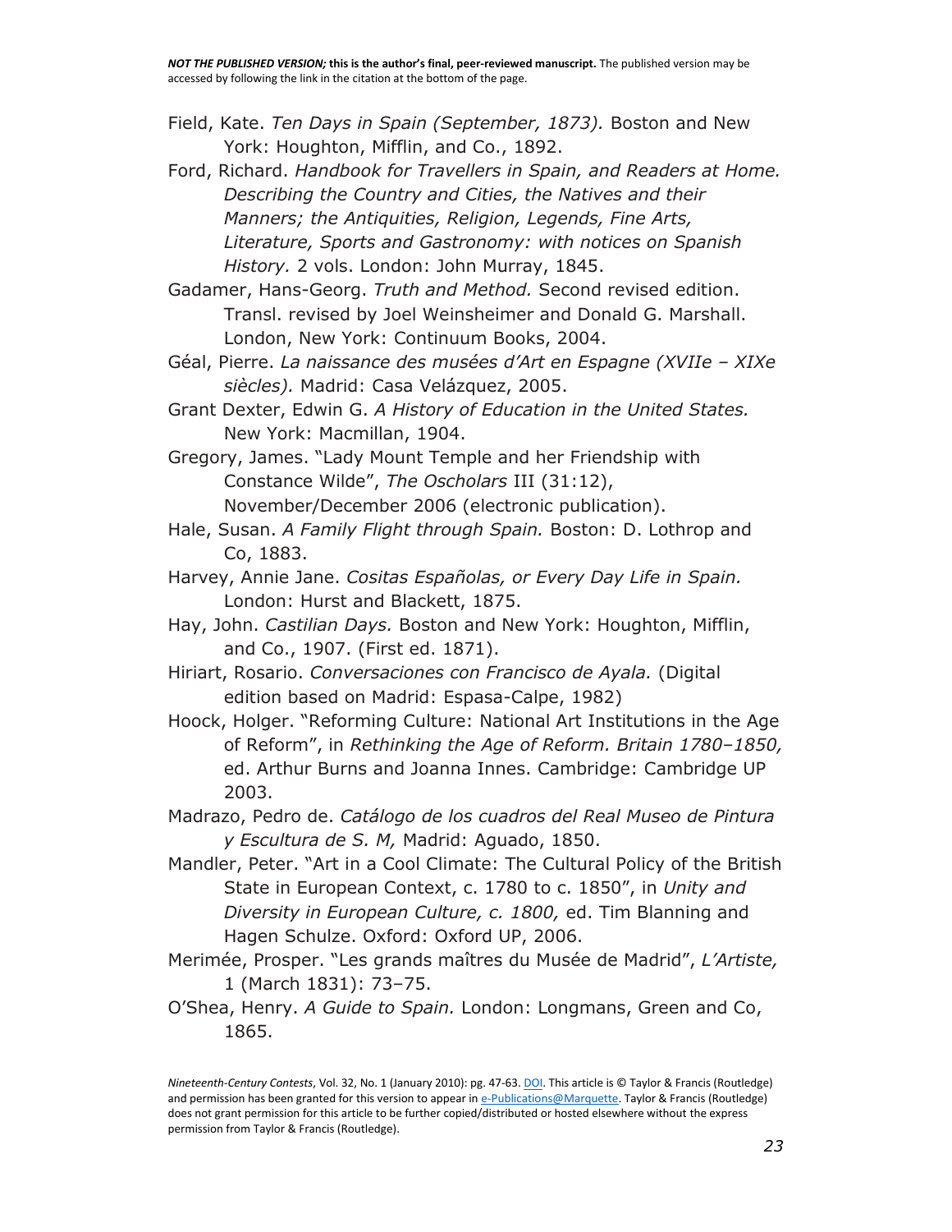Field, Kate. *Ten Days in Spain (September, 1873).* Boston and New York: Houghton, Mifflin, and Co., 1892.

Ford, Richard. *Handbook for Travellers in Spain, and Readers at Home. Describing the Country and Cities, the Natives and their Manners; the Antiquities, Religion, Legends, Fine Arts, Literature, Sports and Gastronomy: with notices on Spanish History.* 2 vols. London: John Murray, 1845.

Gadamer, Hans-Georg. *Truth and Method.* Second revised edition. Transl. revised by Joel Weinsheimer and Donald G. Marshall. London, New York: Continuum Books, 2004.

Géal, Pierre. *La naissance des musées d'Art en Espagne (XVIIe – XIXe siècles).* Madrid: Casa Velázquez, 2005.

Grant Dexter, Edwin G. *A History of Education in the United States.* New York: Macmillan, 1904.

Gregory, James. "Lady Mount Temple and her Friendship with Constance Wilde", *The Oscholars* III (31:12), November/December 2006 (electronic publication).

Hale, Susan. *A Family Flight through Spain.* Boston: D. Lothrop and Co, 1883.

Harvey, Annie Jane. *Cositas Españolas, or Every Day Life in Spain.* London: Hurst and Blackett, 1875.

Hay, John. *Castilian Days.* Boston and New York: Houghton, Mifflin, and Co., 1907. (First ed. 1871).

Hiriart, Rosario. *Conversaciones con Francisco de Ayala.* (Digital edition based on Madrid: Espasa-Calpe, 1982)

Hoock, Holger. "Reforming Culture: National Art Institutions in the Age of Reform", in *Rethinking the Age of Reform. Britain 1780–1850,* ed. Arthur Burns and Joanna Innes. Cambridge: Cambridge UP 2003.

Madrazo, Pedro de. *Catálogo de los cuadros del Real Museo de Pintura y Escultura de S. M,* Madrid: Aguado, 1850.

Mandler, Peter. "Art in a Cool Climate: The Cultural Policy of the British State in European Context, c. 1780 to c. 1850", in *Unity and Diversity in European Culture, c. 1800,* ed. Tim Blanning and Hagen Schulze. Oxford: Oxford UP, 2006.

Merimée, Prosper. "Les grands maîtres du Musée de Madrid", *L'Artiste,* 1 (March 1831): 73–75.

O'Shea, Henry. *A Guide to Spain.* London: Longmans, Green and Co, 1865.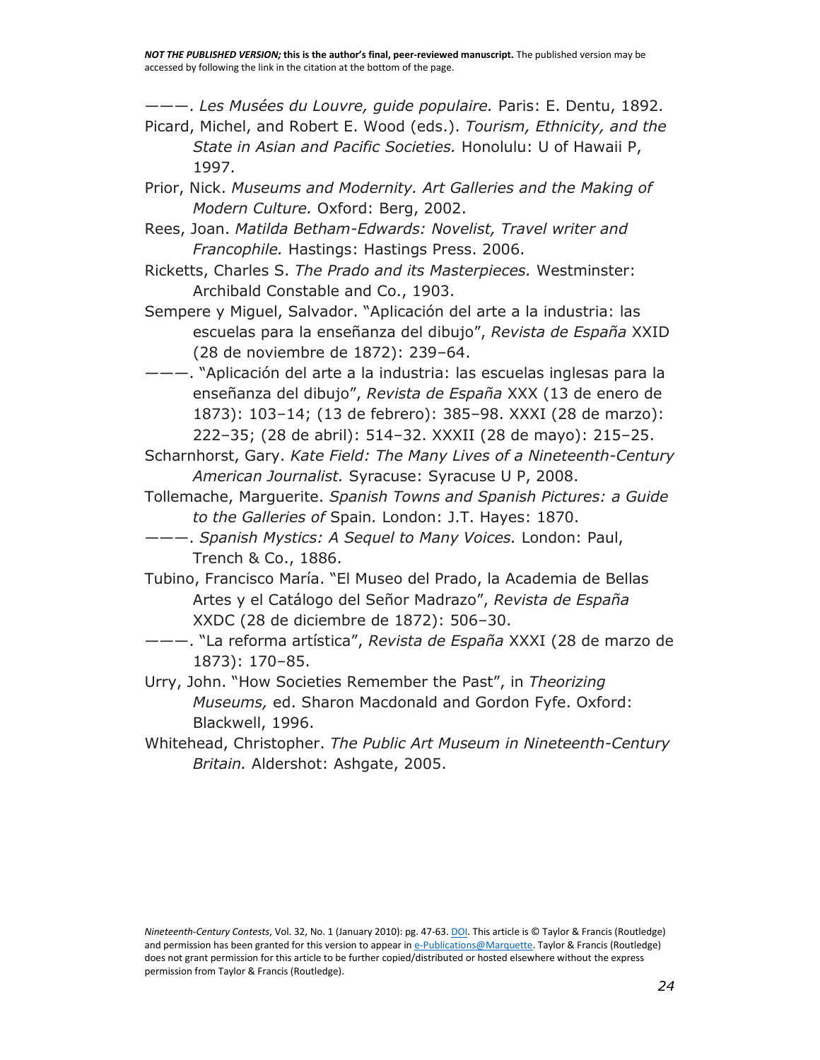———. *Les Musées du Louvre, guide populaire.* Paris: E. Dentu, 1892.

Picard, Michel, and Robert E. Wood (eds.). *Tourism, Ethnicity, and the State in Asian and Pacific Societies.* Honolulu: U of Hawaii P, 1997.

Prior, Nick. *Museums and Modernity. Art Galleries and the Making of Modern Culture.* Oxford: Berg, 2002.

Rees, Joan. *Matilda Betham-Edwards: Novelist, Travel writer and Francophile.* Hastings: Hastings Press. 2006.

Ricketts, Charles S. *The Prado and its Masterpieces.* Westminster: Archibald Constable and Co., 1903.

Sempere y Miguel, Salvador. "Aplicación del arte a la industria: las escuelas para la enseñanza del dibujo", *Revista de España* XXID (28 de noviembre de 1872): 239–64.

———. "Aplicación del arte a la industria: las escuelas inglesas para la enseñanza del dibujo", *Revista de España* XXX (13 de enero de 1873): 103–14; (13 de febrero): 385–98. XXXI (28 de marzo): 222–35; (28 de abril): 514–32. XXXII (28 de mayo): 215–25.

Scharnhorst, Gary. *Kate Field: The Many Lives of a Nineteenth-Century American Journalist.* Syracuse: Syracuse U P, 2008.

Tollemache, Marguerite. *Spanish Towns and Spanish Pictures: a Guide to the Galleries of* Spain*.* London: J.T. Hayes: 1870.

———. *Spanish Mystics: A Sequel to Many Voices.* London: Paul, Trench & Co., 1886.

Tubino, Francisco María. "El Museo del Prado, la Academia de Bellas Artes y el Catálogo del Señor Madrazo", *Revista de España* XXDC (28 de diciembre de 1872): 506–30.

———. "La reforma artística", *Revista de España* XXXI (28 de marzo de 1873): 170–85.

Urry, John. "How Societies Remember the Past", in *Theorizing Museums,* ed. Sharon Macdonald and Gordon Fyfe. Oxford: Blackwell, 1996.

Whitehead, Christopher. *The Public Art Museum in Nineteenth-Century Britain.* Aldershot: Ashgate, 2005.